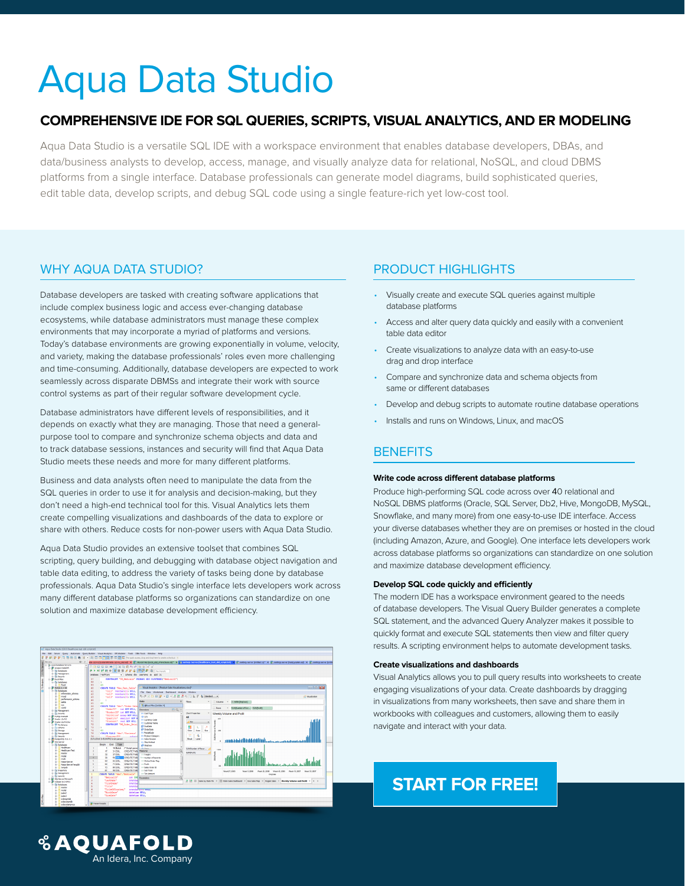# Aqua Data Studio

## COMPREHENSIVE IDE FOR SQL QUERIES, SCRIPTS, VISUAL ANALYTICS, AND ER MODELING

Aqua Data Studio is a versatile SQL IDE with a workspace environment that enables database developers, DBAs, and data/business analysts to develop, access, manage, and visually analyze data for relational, NoSQL, and cloud DBMS platforms from a single interface. Database professionals can generate model diagrams, build sophisticated queries, edit table data, develop scripts, and debug SQL code using a single feature-rich yet low-cost tool.

## WHY AQUA DATA STUDIO?

Database developers are tasked with creating software applications that include complex business logic and access ever-changing database ecosystems, while database administrators must manage these complex environments that may incorporate a myriad of platforms and versions. Today's database environments are growing exponentially in volume, velocity, and variety, making the database professionals' roles even more challenging and time-consuming. Additionally, database developers are expected to work seamlessly across disparate DBMSs and integrate their work with source control systems as part of their regular software development cycle.

Database administrators have different levels of responsibilities, and it depends on exactly what they are managing. Those that need a general-purpose tool to compare and synchronize schema objects and data and to track database sessions, instances and security will find that Aqua Data Studio meets these needs and more for many different platforms.

Business and data analysts often need to manipulate the data from the SQL queries in order to use it for analysis and decision-making, but they don't need a high-end technical tool for this. Visual Analytics lets them create compelling visualizations and dashboards of the data to explore or share with others. Reduce costs for non-power users with Aqua Data Studio.

Aqua Data Studio provides an extensive toolset that combines SQL scripting, query building, and debugging with database object navigation and table data editing, to address the variety of tasks being done by database professionals. Aqua Data Studio's single interface lets developers work across many different database platforms so organizations can standardize on one solution and maximize database development efficiency.

## PRODUCT HIGHLIGHTS

- Visually create and execute SQL queries against multiple database platforms
- Access and alter query data quickly and easily with a convenient table data editor
- Create visualizations to analyze data with an easy-to-use drag and drop interface
- Compare and synchronize data and schema objects from same or different databases
- Develop and debug scripts to automate routine database operations
- Installs and runs on Windows, Linux, and macOS

## BENEFITS

### Write code across different database platforms

Produce high-performing SQL code across over 40 relational and NoSQL DBMS platforms (Oracle, SQL Server, Db2, Hive, MongoDB, MySQL, Snowflake, and many more) from one easy-to-use IDE interface. Access your diverse databases whether they are on premises or hosted in the cloud (including Amazon, Azure, and Google). One interface lets developers work across database platforms so organizations can standardize on one solution and maximize database development efficiency.

### Develop SQL code quickly and efficiently

The modern IDE has a workspace environment geared to the needs of database developers. The Visual Query Builder generates a complete SQL statement, and the advanced Query Analyzer makes it possible to quickly format and execute SQL statements then view and filter query results. A scripting environment helps to automate development tasks.

### Create visualizations and dashboards

Visual Analytics allows you to pull query results into worksheets to create engaging visualizations of your data. Create dashboards by dragging in visualizations from many worksheets, then save and share them in workbooks with colleagues and customers, allowing them to easily navigate and interact with your data.

**START FOR FREE!**

AQUAFOLD
An Idera, Inc. Company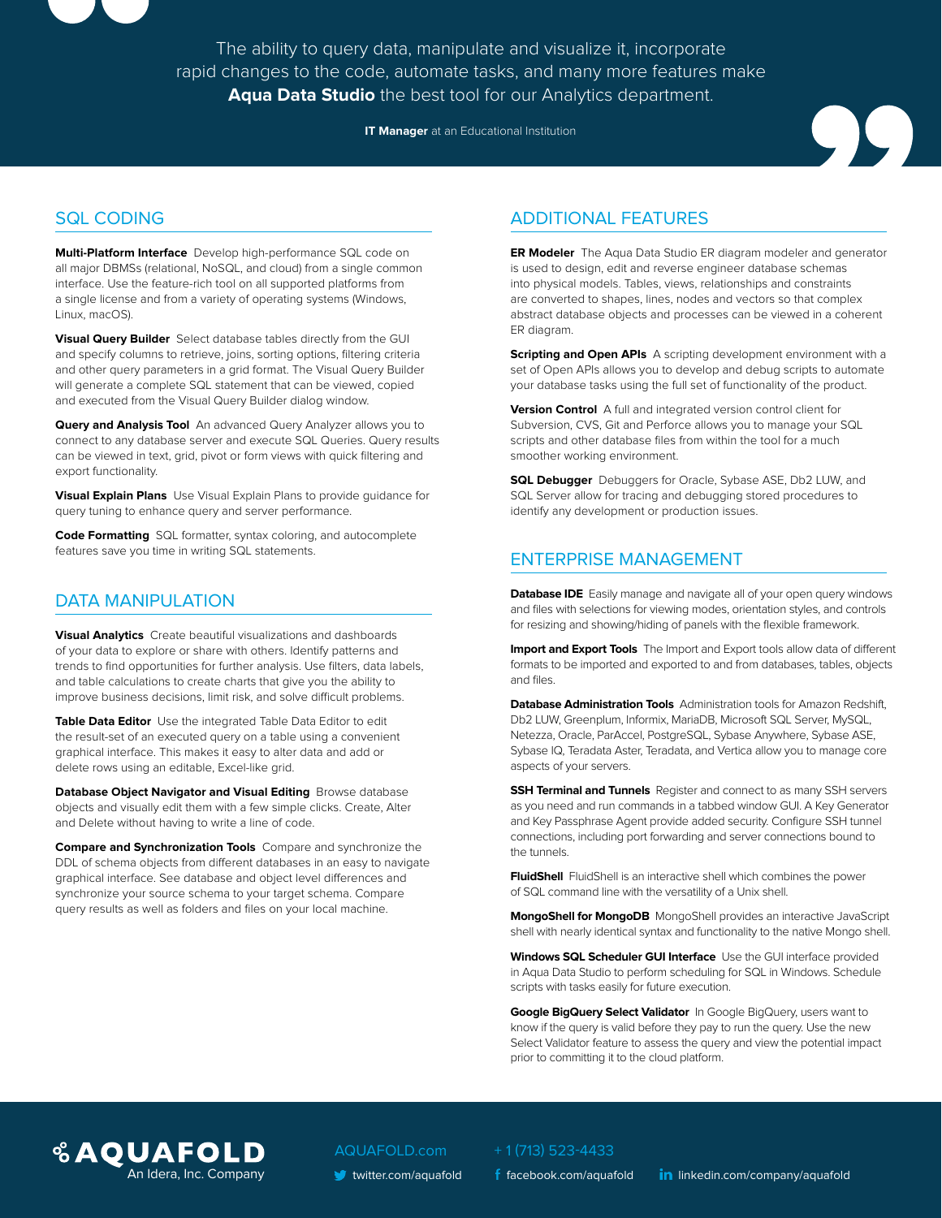> The ability to query data, manipulate and visualize it, incorporate rapid changes to the code, automate tasks, and many more features make **Aqua Data Studio** the best tool for our Analytics department.
>
> **IT Manager** at an Educational Institution

## SQL CODING

**Multi-Platform Interface** Develop high-performance SQL code on all major DBMSs (relational, NoSQL, and cloud) from a single common interface. Use the feature-rich tool on all supported platforms from a single license and from a variety of operating systems (Windows, Linux, macOS).

**Visual Query Builder** Select database tables directly from the GUI and specify columns to retrieve, joins, sorting options, filtering criteria and other query parameters in a grid format. The Visual Query Builder will generate a complete SQL statement that can be viewed, copied and executed from the Visual Query Builder dialog window.

**Query and Analysis Tool** An advanced Query Analyzer allows you to connect to any database server and execute SQL Queries. Query results can be viewed in text, grid, pivot or form views with quick filtering and export functionality.

**Visual Explain Plans** Use Visual Explain Plans to provide guidance for query tuning to enhance query and server performance.

**Code Formatting** SQL formatter, syntax coloring, and autocomplete features save you time in writing SQL statements.

## DATA MANIPULATION

**Visual Analytics** Create beautiful visualizations and dashboards of your data to explore or share with others. Identify patterns and trends to find opportunities for further analysis. Use filters, data labels, and table calculations to create charts that give you the ability to improve business decisions, limit risk, and solve difficult problems.

**Table Data Editor** Use the integrated Table Data Editor to edit the result-set of an executed query on a table using a convenient graphical interface. This makes it easy to alter data and add or delete rows using an editable, Excel-like grid.

**Database Object Navigator and Visual Editing** Browse database objects and visually edit them with a few simple clicks. Create, Alter and Delete without having to write a line of code.

**Compare and Synchronization Tools** Compare and synchronize the DDL of schema objects from different databases in an easy to navigate graphical interface. See database and object level differences and synchronize your source schema to your target schema. Compare query results as well as folders and files on your local machine.

## ADDITIONAL FEATURES

**ER Modeler** The Aqua Data Studio ER diagram modeler and generator is used to design, edit and reverse engineer database schemas into physical models. Tables, views, relationships and constraints are converted to shapes, lines, nodes and vectors so that complex abstract database objects and processes can be viewed in a coherent ER diagram.

**Scripting and Open APIs** A scripting development environment with a set of Open APIs allows you to develop and debug scripts to automate your database tasks using the full set of functionality of the product.

**Version Control** A full and integrated version control client for Subversion, CVS, Git and Perforce allows you to manage your SQL scripts and other database files from within the tool for a much smoother working environment.

**SQL Debugger** Debuggers for Oracle, Sybase ASE, Db2 LUW, and SQL Server allow for tracing and debugging stored procedures to identify any development or production issues.

## ENTERPRISE MANAGEMENT

**Database IDE** Easily manage and navigate all of your open query windows and files with selections for viewing modes, orientation styles, and controls for resizing and showing/hiding of panels with the flexible framework.

**Import and Export Tools** The Import and Export tools allow data of different formats to be imported and exported to and from databases, tables, objects and files.

**Database Administration Tools** Administration tools for Amazon Redshift, Db2 LUW, Greenplum, Informix, MariaDB, Microsoft SQL Server, MySQL, Netezza, Oracle, ParAccel, PostgreSQL, Sybase Anywhere, Sybase ASE, Sybase IQ, Teradata Aster, Teradata, and Vertica allow you to manage core aspects of your servers.

**SSH Terminal and Tunnels** Register and connect to as many SSH servers as you need and run commands in a tabbed window GUI. A Key Generator and Key Passphrase Agent provide added security. Configure SSH tunnel connections, including port forwarding and server connections bound to the tunnels.

**FluidShell** FluidShell is an interactive shell which combines the power of SQL command line with the versatility of a Unix shell.

**MongoShell for MongoDB** MongoShell provides an interactive JavaScript shell with nearly identical syntax and functionality to the native Mongo shell.

**Windows SQL Scheduler GUI Interface** Use the GUI interface provided in Aqua Data Studio to perform scheduling for SQL in Windows. Schedule scripts with tasks easily for future execution.

**Google BigQuery Select Validator** In Google BigQuery, users want to know if the query is valid before they pay to run the query. Use the new Select Validator feature to assess the query and view the potential impact prior to committing it to the cloud platform.

**AQUAFOLD**
An Idera, Inc. Company

AQUAFOLD.com
twitter.com/aquafold

+ 1 (713) 523-4433
facebook.com/aquafold

linkedin.com/company/aquafold